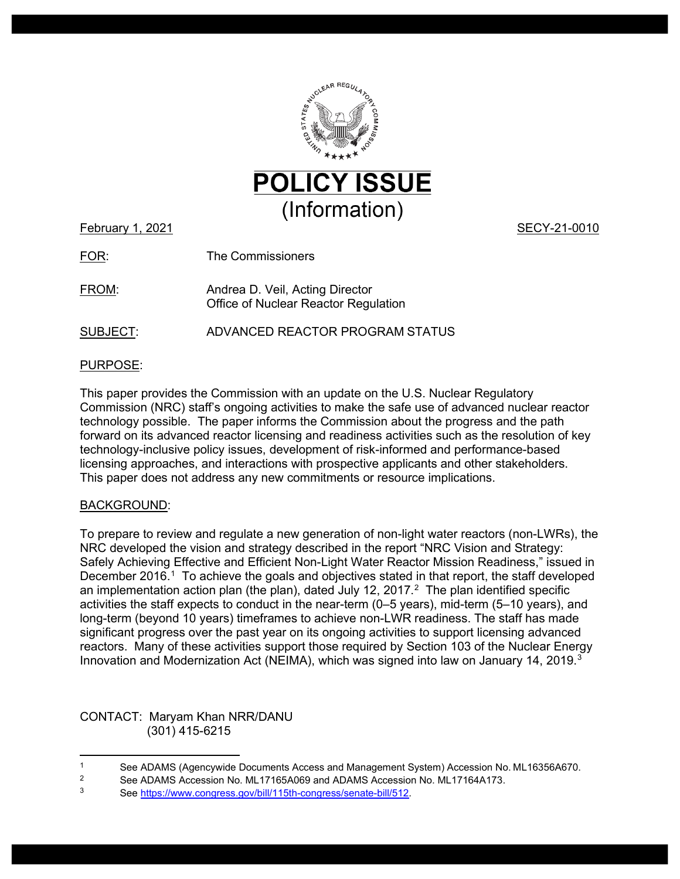# POLICY ISSUE
## (Information)

February 1, 2021 SECY-21-0010

FOR: The Commissioners

FROM: Andrea D. Veil, Acting Director
Office of Nuclear Reactor Regulation

SUBJECT: ADVANCED REACTOR PROGRAM STATUS

## PURPOSE:

This paper provides the Commission with an update on the U.S. Nuclear Regulatory Commission (NRC) staff's ongoing activities to make the safe use of advanced nuclear reactor technology possible. The paper informs the Commission about the progress and the path forward on its advanced reactor licensing and readiness activities such as the resolution of key technology-inclusive policy issues, development of risk-informed and performance-based licensing approaches, and interactions with prospective applicants and other stakeholders. This paper does not address any new commitments or resource implications.

## BACKGROUND:

To prepare to review and regulate a new generation of non-light water reactors (non-LWRs), the NRC developed the vision and strategy described in the report "NRC Vision and Strategy: Safely Achieving Effective and Efficient Non-Light Water Reactor Mission Readiness," issued in December 2016.[1] To achieve the goals and objectives stated in that report, the staff developed an implementation action plan (the plan), dated July 12, 2017.[2] The plan identified specific activities the staff expects to conduct in the near-term (0–5 years), mid-term (5–10 years), and long-term (beyond 10 years) timeframes to achieve non-LWR readiness. The staff has made significant progress over the past year on its ongoing activities to support licensing advanced reactors. Many of these activities support those required by Section 103 of the Nuclear Energy Innovation and Modernization Act (NEIMA), which was signed into law on January 14, 2019.[3]

CONTACT: Maryam Khan NRR/DANU
(301) 415-6215

---

[1] See ADAMS (Agencywide Documents Access and Management System) Accession No. ML16356A670.

[2] See ADAMS Accession No. ML17165A069 and ADAMS Accession No. ML17164A173.

[3] See https://www.congress.gov/bill/115th-congress/senate-bill/512.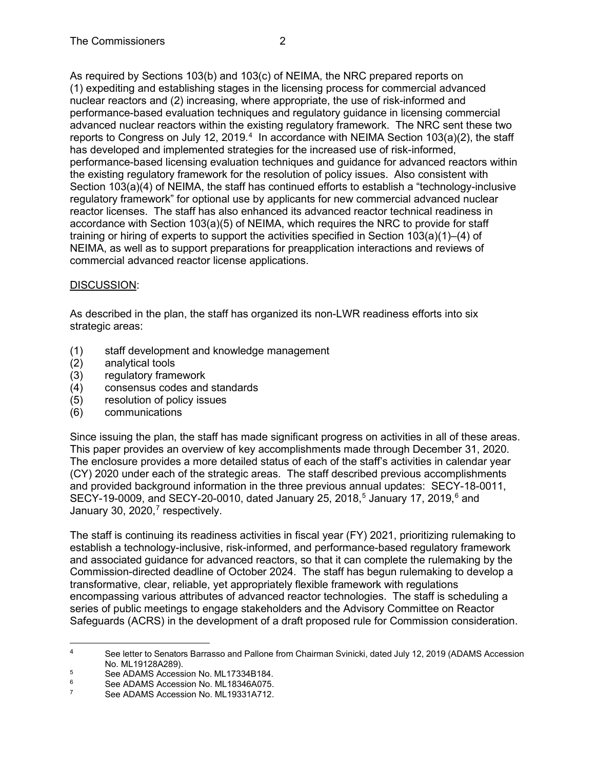As required by Sections 103(b) and 103(c) of NEIMA, the NRC prepared reports on (1) expediting and establishing stages in the licensing process for commercial advanced nuclear reactors and (2) increasing, where appropriate, the use of risk-informed and performance-based evaluation techniques and regulatory guidance in licensing commercial advanced nuclear reactors within the existing regulatory framework. The NRC sent these two reports to Congress on July 12, 2019.[4] In accordance with NEIMA Section 103(a)(2), the staff has developed and implemented strategies for the increased use of risk-informed, performance-based licensing evaluation techniques and guidance for advanced reactors within the existing regulatory framework for the resolution of policy issues. Also consistent with Section 103(a)(4) of NEIMA, the staff has continued efforts to establish a "technology-inclusive regulatory framework" for optional use by applicants for new commercial advanced nuclear reactor licenses. The staff has also enhanced its advanced reactor technical readiness in accordance with Section 103(a)(5) of NEIMA, which requires the NRC to provide for staff training or hiring of experts to support the activities specified in Section 103(a)(1)–(4) of NEIMA, as well as to support preparations for preapplication interactions and reviews of commercial advanced reactor license applications.

DISCUSSION:

As described in the plan, the staff has organized its non-LWR readiness efforts into six strategic areas:

(1) staff development and knowledge management
(2) analytical tools
(3) regulatory framework
(4) consensus codes and standards
(5) resolution of policy issues
(6) communications

Since issuing the plan, the staff has made significant progress on activities in all of these areas. This paper provides an overview of key accomplishments made through December 31, 2020. The enclosure provides a more detailed status of each of the staff's activities in calendar year (CY) 2020 under each of the strategic areas. The staff described previous accomplishments and provided background information in the three previous annual updates: SECY-18-0011, SECY-19-0009, and SECY-20-0010, dated January 25, 2018,[5] January 17, 2019,[6] and January 30, 2020,[7] respectively.

The staff is continuing its readiness activities in fiscal year (FY) 2021, prioritizing rulemaking to establish a technology-inclusive, risk-informed, and performance-based regulatory framework and associated guidance for advanced reactors, so that it can complete the rulemaking by the Commission-directed deadline of October 2024. The staff has begun rulemaking to develop a transformative, clear, reliable, yet appropriately flexible framework with regulations encompassing various attributes of advanced reactor technologies. The staff is scheduling a series of public meetings to engage stakeholders and the Advisory Committee on Reactor Safeguards (ACRS) in the development of a draft proposed rule for Commission consideration.

---

[4] See letter to Senators Barrasso and Pallone from Chairman Svinicki, dated July 12, 2019 (ADAMS Accession No. ML19128A289).

[5] See ADAMS Accession No. ML17334B184.

[6] See ADAMS Accession No. ML18346A075.

[7] See ADAMS Accession No. ML19331A712.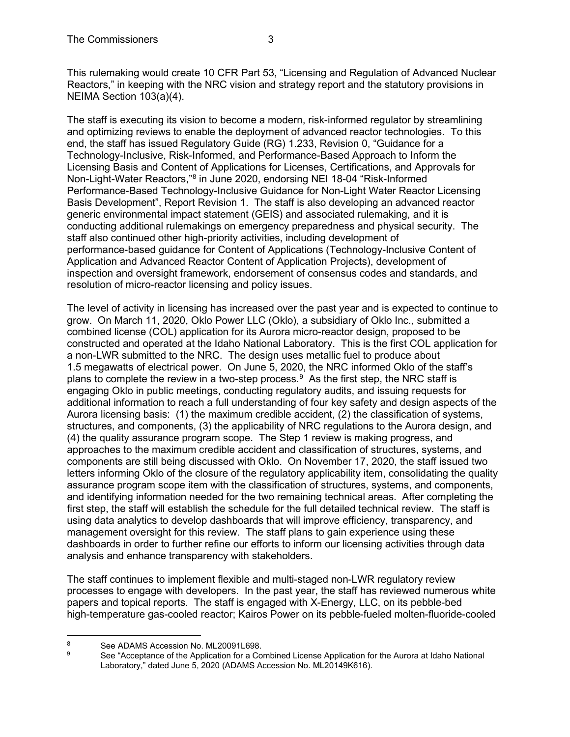This rulemaking would create 10 CFR Part 53, "Licensing and Regulation of Advanced Nuclear Reactors," in keeping with the NRC vision and strategy report and the statutory provisions in NEIMA Section 103(a)(4).

The staff is executing its vision to become a modern, risk-informed regulator by streamlining and optimizing reviews to enable the deployment of advanced reactor technologies. To this end, the staff has issued Regulatory Guide (RG) 1.233, Revision 0, "Guidance for a Technology-Inclusive, Risk-Informed, and Performance-Based Approach to Inform the Licensing Basis and Content of Applications for Licenses, Certifications, and Approvals for Non-Light-Water Reactors,"[8] in June 2020, endorsing NEI 18-04 "Risk-Informed Performance-Based Technology-Inclusive Guidance for Non-Light Water Reactor Licensing Basis Development", Report Revision 1. The staff is also developing an advanced reactor generic environmental impact statement (GEIS) and associated rulemaking, and it is conducting additional rulemakings on emergency preparedness and physical security. The staff also continued other high-priority activities, including development of performance-based guidance for Content of Applications (Technology-Inclusive Content of Application and Advanced Reactor Content of Application Projects), development of inspection and oversight framework, endorsement of consensus codes and standards, and resolution of micro-reactor licensing and policy issues.

The level of activity in licensing has increased over the past year and is expected to continue to grow. On March 11, 2020, Oklo Power LLC (Oklo), a subsidiary of Oklo Inc., submitted a combined license (COL) application for its Aurora micro-reactor design, proposed to be constructed and operated at the Idaho National Laboratory. This is the first COL application for a non-LWR submitted to the NRC. The design uses metallic fuel to produce about 1.5 megawatts of electrical power. On June 5, 2020, the NRC informed Oklo of the staff's plans to complete the review in a two-step process.[9] As the first step, the NRC staff is engaging Oklo in public meetings, conducting regulatory audits, and issuing requests for additional information to reach a full understanding of four key safety and design aspects of the Aurora licensing basis: (1) the maximum credible accident, (2) the classification of systems, structures, and components, (3) the applicability of NRC regulations to the Aurora design, and (4) the quality assurance program scope. The Step 1 review is making progress, and approaches to the maximum credible accident and classification of structures, systems, and components are still being discussed with Oklo. On November 17, 2020, the staff issued two letters informing Oklo of the closure of the regulatory applicability item, consolidating the quality assurance program scope item with the classification of structures, systems, and components, and identifying information needed for the two remaining technical areas. After completing the first step, the staff will establish the schedule for the full detailed technical review. The staff is using data analytics to develop dashboards that will improve efficiency, transparency, and management oversight for this review. The staff plans to gain experience using these dashboards in order to further refine our efforts to inform our licensing activities through data analysis and enhance transparency with stakeholders.

The staff continues to implement flexible and multi-staged non-LWR regulatory review processes to engage with developers. In the past year, the staff has reviewed numerous white papers and topical reports. The staff is engaged with X-Energy, LLC, on its pebble-bed high-temperature gas-cooled reactor; Kairos Power on its pebble-fueled molten-fluoride-cooled

---

[8] See ADAMS Accession No. ML20091L698.

[9] See "Acceptance of the Application for a Combined License Application for the Aurora at Idaho National Laboratory," dated June 5, 2020 (ADAMS Accession No. ML20149K616).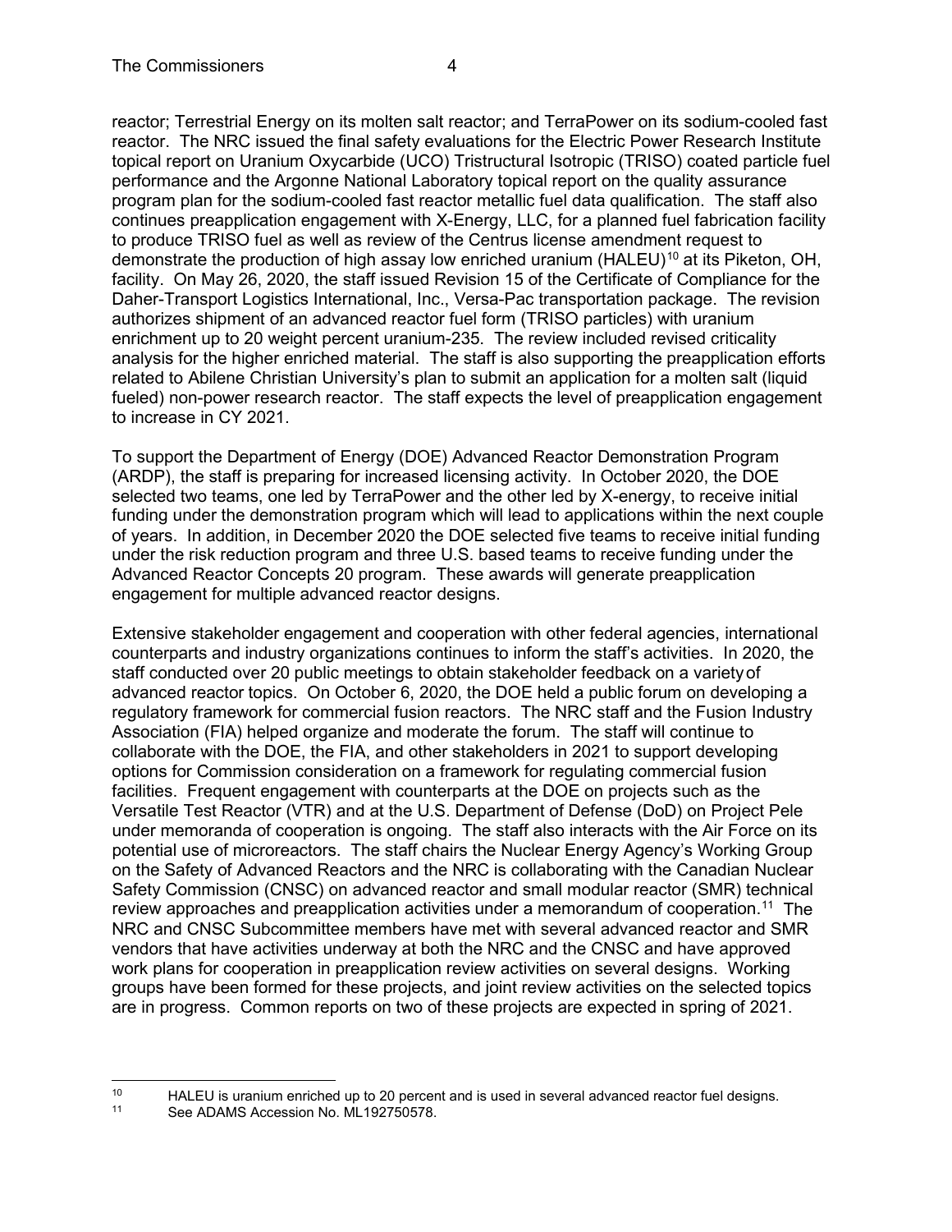reactor; Terrestrial Energy on its molten salt reactor; and TerraPower on its sodium-cooled fast reactor. The NRC issued the final safety evaluations for the Electric Power Research Institute topical report on Uranium Oxycarbide (UCO) Tristructural Isotropic (TRISO) coated particle fuel performance and the Argonne National Laboratory topical report on the quality assurance program plan for the sodium-cooled fast reactor metallic fuel data qualification. The staff also continues preapplication engagement with X-Energy, LLC, for a planned fuel fabrication facility to produce TRISO fuel as well as review of the Centrus license amendment request to demonstrate the production of high assay low enriched uranium (HALEU)[10] at its Piketon, OH, facility. On May 26, 2020, the staff issued Revision 15 of the Certificate of Compliance for the Daher-Transport Logistics International, Inc., Versa-Pac transportation package. The revision authorizes shipment of an advanced reactor fuel form (TRISO particles) with uranium enrichment up to 20 weight percent uranium-235. The review included revised criticality analysis for the higher enriched material. The staff is also supporting the preapplication efforts related to Abilene Christian University's plan to submit an application for a molten salt (liquid fueled) non-power research reactor. The staff expects the level of preapplication engagement to increase in CY 2021.

To support the Department of Energy (DOE) Advanced Reactor Demonstration Program (ARDP), the staff is preparing for increased licensing activity. In October 2020, the DOE selected two teams, one led by TerraPower and the other led by X-energy, to receive initial funding under the demonstration program which will lead to applications within the next couple of years. In addition, in December 2020 the DOE selected five teams to receive initial funding under the risk reduction program and three U.S. based teams to receive funding under the Advanced Reactor Concepts 20 program. These awards will generate preapplication engagement for multiple advanced reactor designs.

Extensive stakeholder engagement and cooperation with other federal agencies, international counterparts and industry organizations continues to inform the staff's activities. In 2020, the staff conducted over 20 public meetings to obtain stakeholder feedback on a variety of advanced reactor topics. On October 6, 2020, the DOE held a public forum on developing a regulatory framework for commercial fusion reactors. The NRC staff and the Fusion Industry Association (FIA) helped organize and moderate the forum. The staff will continue to collaborate with the DOE, the FIA, and other stakeholders in 2021 to support developing options for Commission consideration on a framework for regulating commercial fusion facilities. Frequent engagement with counterparts at the DOE on projects such as the Versatile Test Reactor (VTR) and at the U.S. Department of Defense (DoD) on Project Pele under memoranda of cooperation is ongoing. The staff also interacts with the Air Force on its potential use of microreactors. The staff chairs the Nuclear Energy Agency's Working Group on the Safety of Advanced Reactors and the NRC is collaborating with the Canadian Nuclear Safety Commission (CNSC) on advanced reactor and small modular reactor (SMR) technical review approaches and preapplication activities under a memorandum of cooperation.[11] The NRC and CNSC Subcommittee members have met with several advanced reactor and SMR vendors that have activities underway at both the NRC and the CNSC and have approved work plans for cooperation in preapplication review activities on several designs. Working groups have been formed for these projects, and joint review activities on the selected topics are in progress. Common reports on two of these projects are expected in spring of 2021.

---

[10] HALEU is uranium enriched up to 20 percent and is used in several advanced reactor fuel designs.

[11] See ADAMS Accession No. ML192750578.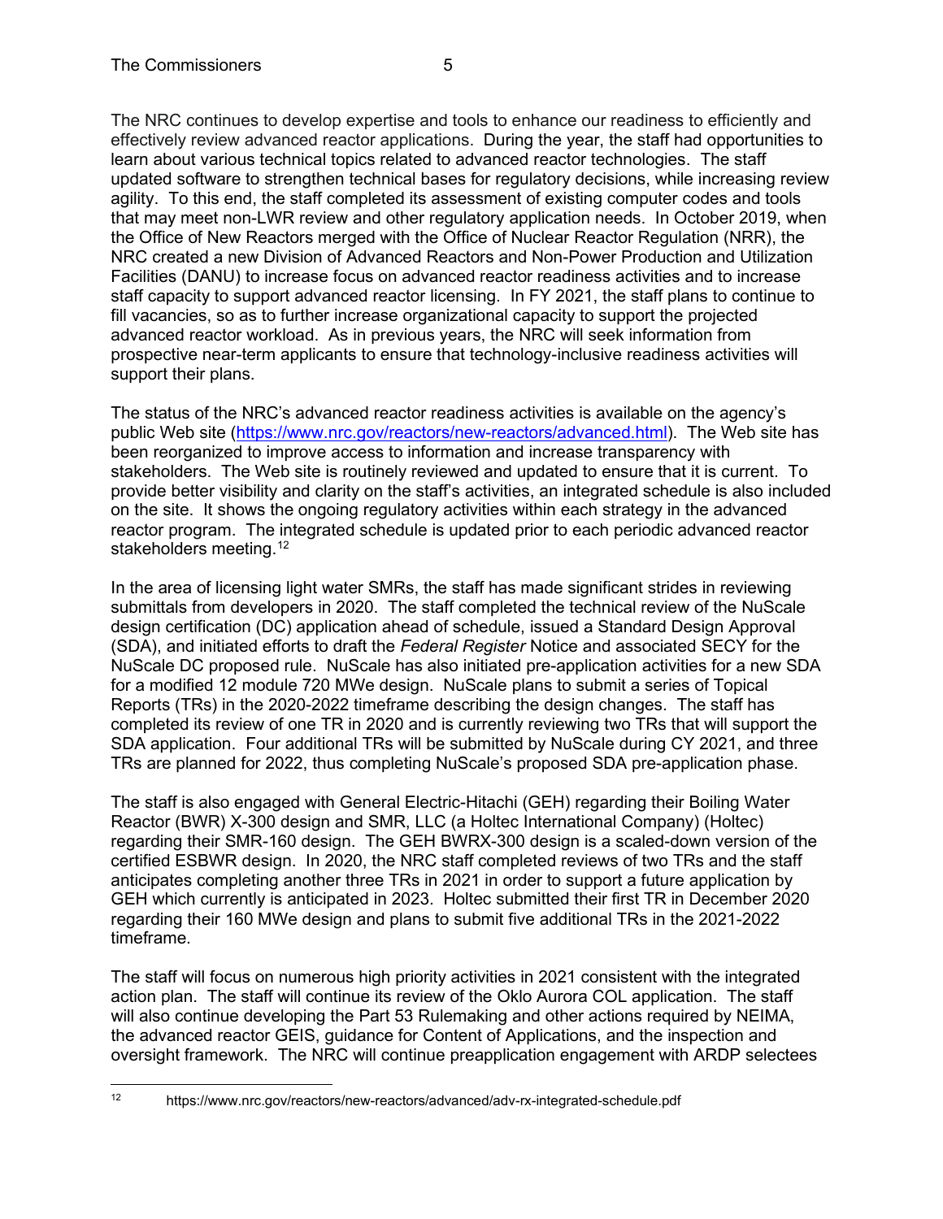The NRC continues to develop expertise and tools to enhance our readiness to efficiently and effectively review advanced reactor applications. During the year, the staff had opportunities to learn about various technical topics related to advanced reactor technologies. The staff updated software to strengthen technical bases for regulatory decisions, while increasing review agility. To this end, the staff completed its assessment of existing computer codes and tools that may meet non-LWR review and other regulatory application needs. In October 2019, when the Office of New Reactors merged with the Office of Nuclear Reactor Regulation (NRR), the NRC created a new Division of Advanced Reactors and Non-Power Production and Utilization Facilities (DANU) to increase focus on advanced reactor readiness activities and to increase staff capacity to support advanced reactor licensing. In FY 2021, the staff plans to continue to fill vacancies, so as to further increase organizational capacity to support the projected advanced reactor workload. As in previous years, the NRC will seek information from prospective near-term applicants to ensure that technology-inclusive readiness activities will support their plans.

The status of the NRC's advanced reactor readiness activities is available on the agency's public Web site (https://www.nrc.gov/reactors/new-reactors/advanced.html). The Web site has been reorganized to improve access to information and increase transparency with stakeholders. The Web site is routinely reviewed and updated to ensure that it is current. To provide better visibility and clarity on the staff's activities, an integrated schedule is also included on the site. It shows the ongoing regulatory activities within each strategy in the advanced reactor program. The integrated schedule is updated prior to each periodic advanced reactor stakeholders meeting.[12]

In the area of licensing light water SMRs, the staff has made significant strides in reviewing submittals from developers in 2020. The staff completed the technical review of the NuScale design certification (DC) application ahead of schedule, issued a Standard Design Approval (SDA), and initiated efforts to draft the *Federal Register* Notice and associated SECY for the NuScale DC proposed rule. NuScale has also initiated pre-application activities for a new SDA for a modified 12 module 720 MWe design. NuScale plans to submit a series of Topical Reports (TRs) in the 2020-2022 timeframe describing the design changes. The staff has completed its review of one TR in 2020 and is currently reviewing two TRs that will support the SDA application. Four additional TRs will be submitted by NuScale during CY 2021, and three TRs are planned for 2022, thus completing NuScale's proposed SDA pre-application phase.

The staff is also engaged with General Electric-Hitachi (GEH) regarding their Boiling Water Reactor (BWR) X-300 design and SMR, LLC (a Holtec International Company) (Holtec) regarding their SMR-160 design. The GEH BWRX-300 design is a scaled-down version of the certified ESBWR design. In 2020, the NRC staff completed reviews of two TRs and the staff anticipates completing another three TRs in 2021 in order to support a future application by GEH which currently is anticipated in 2023. Holtec submitted their first TR in December 2020 regarding their 160 MWe design and plans to submit five additional TRs in the 2021-2022 timeframe.

The staff will focus on numerous high priority activities in 2021 consistent with the integrated action plan. The staff will continue its review of the Oklo Aurora COL application. The staff will also continue developing the Part 53 Rulemaking and other actions required by NEIMA, the advanced reactor GEIS, guidance for Content of Applications, and the inspection and oversight framework. The NRC will continue preapplication engagement with ARDP selectees

[12] https://www.nrc.gov/reactors/new-reactors/advanced/adv-rx-integrated-schedule.pdf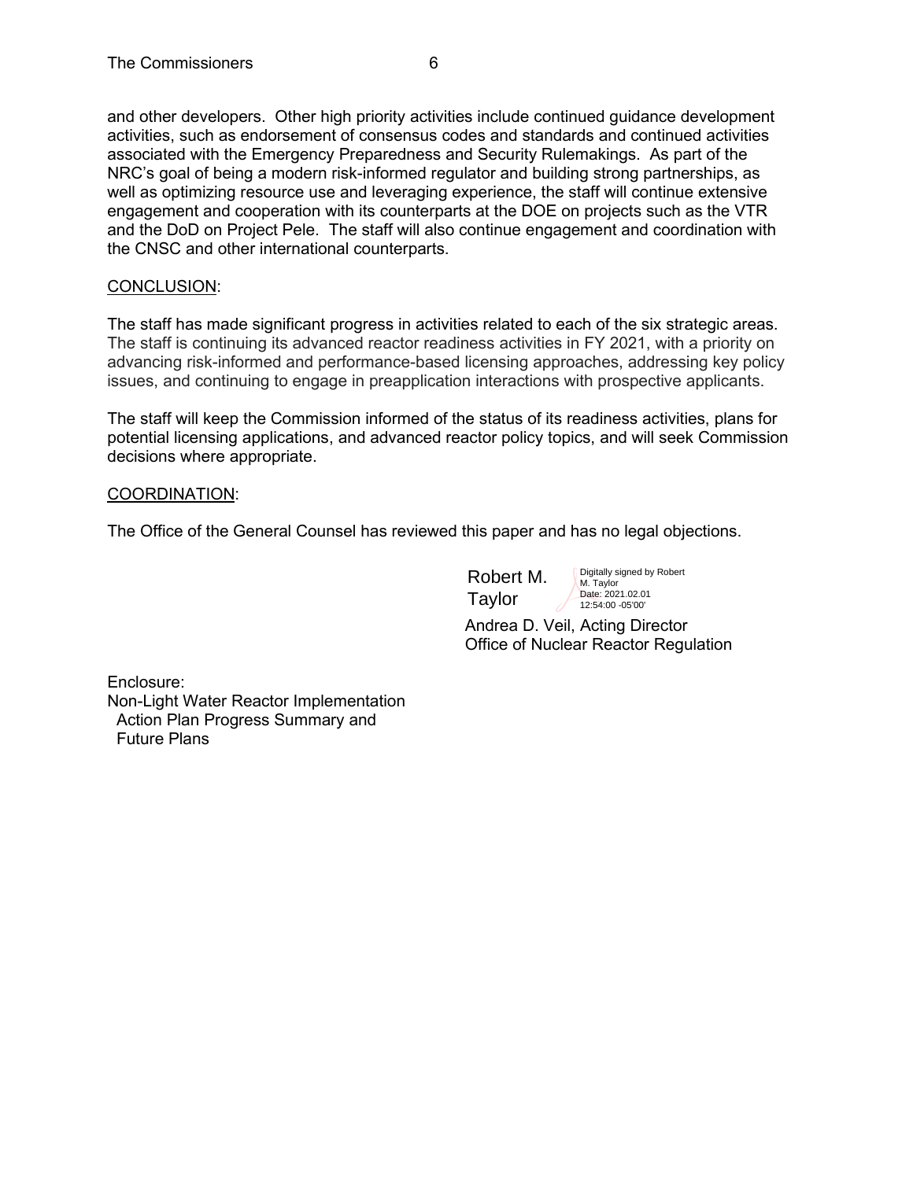and other developers. Other high priority activities include continued guidance development activities, such as endorsement of consensus codes and standards and continued activities associated with the Emergency Preparedness and Security Rulemakings. As part of the NRC's goal of being a modern risk-informed regulator and building strong partnerships, as well as optimizing resource use and leveraging experience, the staff will continue extensive engagement and cooperation with its counterparts at the DOE on projects such as the VTR and the DoD on Project Pele. The staff will also continue engagement and coordination with the CNSC and other international counterparts.

CONCLUSION:

The staff has made significant progress in activities related to each of the six strategic areas. The staff is continuing its advanced reactor readiness activities in FY 2021, with a priority on advancing risk-informed and performance-based licensing approaches, addressing key policy issues, and continuing to engage in preapplication interactions with prospective applicants.

The staff will keep the Commission informed of the status of its readiness activities, plans for potential licensing applications, and advanced reactor policy topics, and will seek Commission decisions where appropriate.

COORDINATION:

The Office of the General Counsel has reviewed this paper and has no legal objections.

Robert M. Taylor

Digitally signed by Robert M. Taylor
Date: 2021.02.01 12:54:00 -05'00'

Andrea D. Veil, Acting Director
Office of Nuclear Reactor Regulation

Enclosure:
Non-Light Water Reactor Implementation Action Plan Progress Summary and Future Plans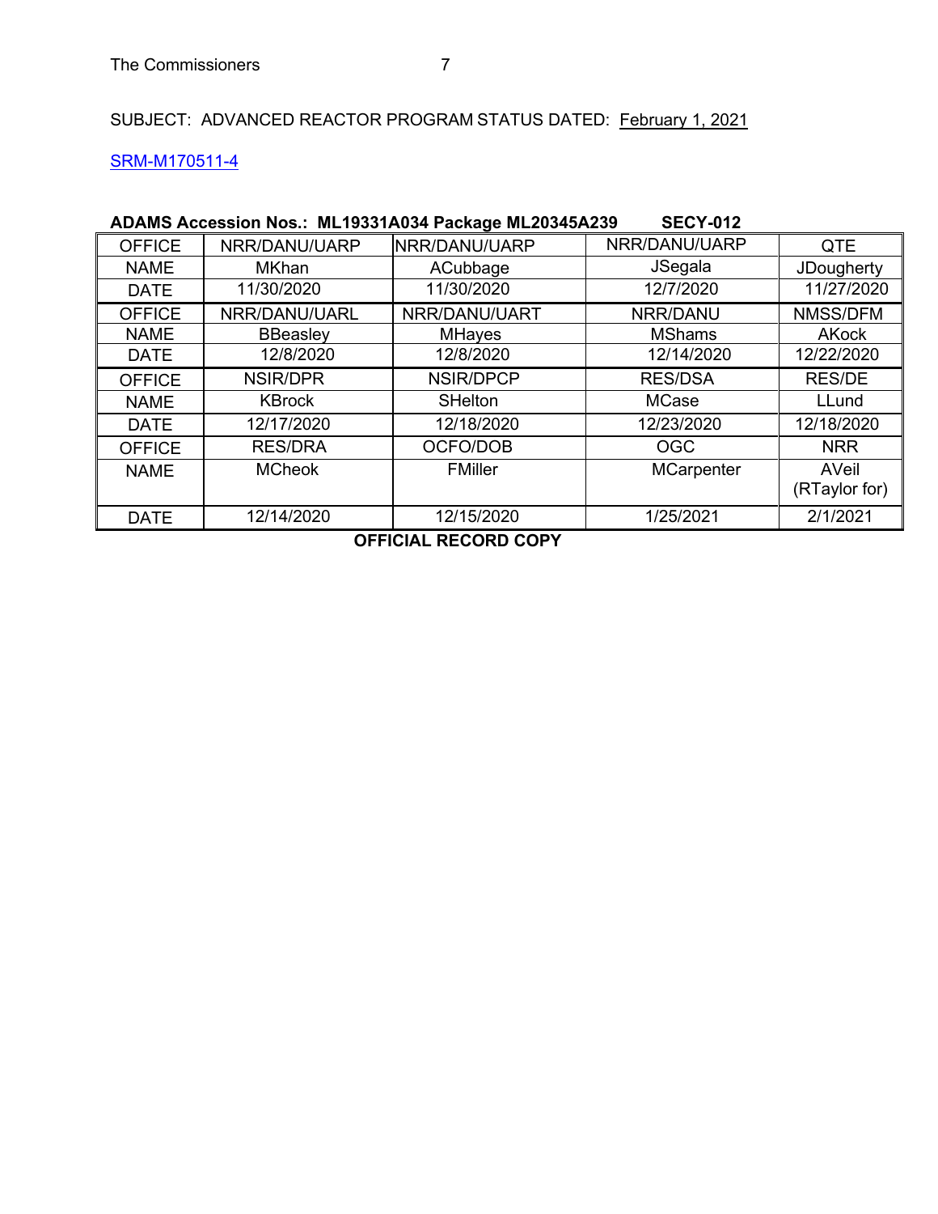SUBJECT: ADVANCED REACTOR PROGRAM STATUS DATED: February 1, 2021

SRM-M170511-4

**ADAMS Accession Nos.: ML19331A034 Package ML20345A239 SECY-012**

| | | | | |
|---|---|---|---|---|
| OFFICE | NRR/DANU/UARP | NRR/DANU/UARP | NRR/DANU/UARP | QTE |
| NAME | MKhan | ACubbage | JSegala | JDougherty |
| DATE | 11/30/2020 | 11/30/2020 | 12/7/2020 | 11/27/2020 |
| OFFICE | NRR/DANU/UARL | NRR/DANU/UART | NRR/DANU | NMSS/DFM |
| NAME | BBeasley | MHayes | MShams | AKock |
| DATE | 12/8/2020 | 12/8/2020 | 12/14/2020 | 12/22/2020 |
| OFFICE | NSIR/DPR | NSIR/DPCP | RES/DSA | RES/DE |
| NAME | KBrock | SHelton | MCase | LLund |
| DATE | 12/17/2020 | 12/18/2020 | 12/23/2020 | 12/18/2020 |
| OFFICE | RES/DRA | OCFO/DOB | OGC | NRR |
| NAME | MCheok | FMiller | MCarpenter | AVeil (RTaylor for) |
| DATE | 12/14/2020 | 12/15/2020 | 1/25/2021 | 2/1/2021 |

**OFFICIAL RECORD COPY**